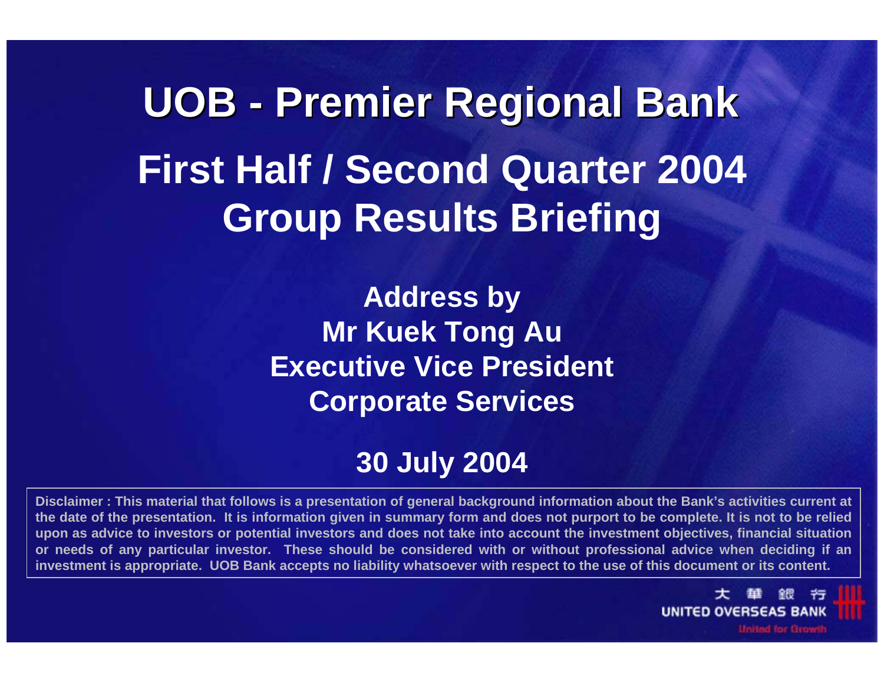# UOB - Premier Regional Bank

## First Half / Second Quarter 2004 Group Results Briefing

**Address by**
**Mr Kuek Tong Au**
**Executive Vice President**
**Corporate Services**

**30 July 2004**

**Disclaimer : This material that follows is a presentation of general background information about the Bank's activities current at the date of the presentation. It is information given in summary form and does not purport to be complete. It is not to be relied upon as advice to investors or potential investors and does not take into account the investment objectives, financial situation or needs of any particular investor. These should be considered with or without professional advice when deciding if an investment is appropriate. UOB Bank accepts no liability whatsoever with respect to the use of this document or its content.**

大華銀行
UNITED OVERSEAS BANK
United for Growth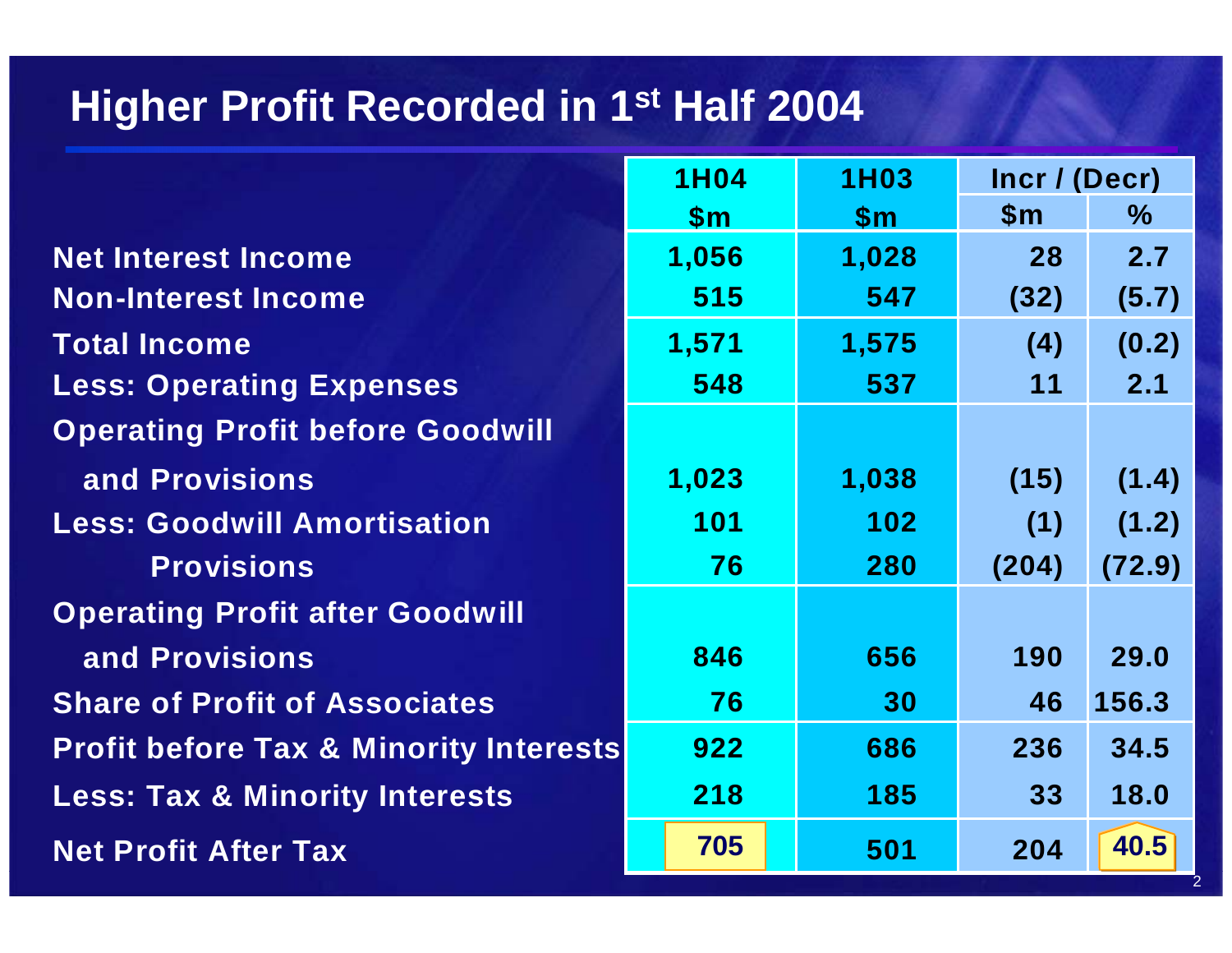# Higher Profit Recorded in 1st Half 2004

| | 1H04 | 1H03 | Incr / (Decr) | |
|---|---|---|---|---|
| | $m | $m | $m | % |
| Net Interest Income | 1,056 | 1,028 | 28 | 2.7 |
| Non-Interest Income | 515 | 547 | (32) | (5.7) |
| Total Income | 1,571 | 1,575 | (4) | (0.2) |
| Less: Operating Expenses | 548 | 537 | 11 | 2.1 |
| Operating Profit before Goodwill and Provisions | 1,023 | 1,038 | (15) | (1.4) |
| Less: Goodwill Amortisation | 101 | 102 | (1) | (1.2) |
| Provisions | 76 | 280 | (204) | (72.9) |
| Operating Profit after Goodwill and Provisions | 846 | 656 | 190 | 29.0 |
| Share of Profit of Associates | 76 | 30 | 46 | 156.3 |
| Profit before Tax & Minority Interests | 922 | 686 | 236 | 34.5 |
| Less: Tax & Minority Interests | 218 | 185 | 33 | 18.0 |
| Net Profit After Tax | 705 | 501 | 204 | 40.5 |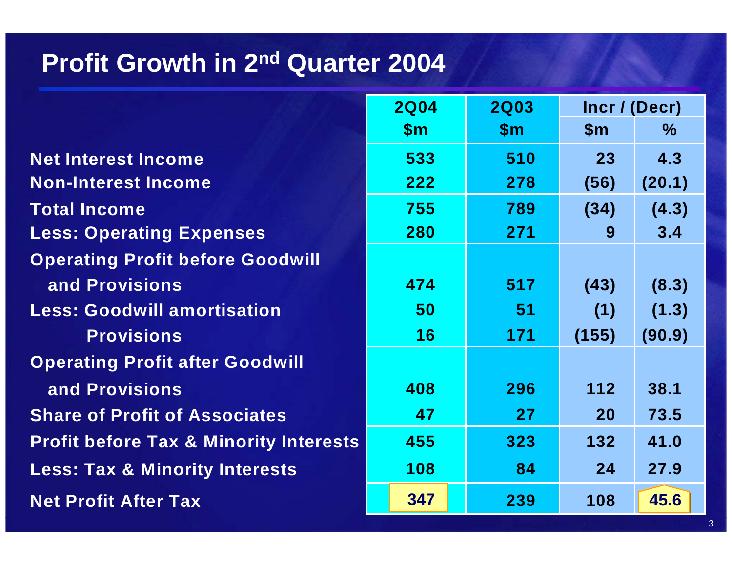# Profit Growth in 2nd Quarter 2004

| | 2Q04 | 2Q03 | Incr / (Decr) | |
|---|---|---|---|---|
| | $m | $m | $m | % |
| Net Interest Income | 533 | 510 | 23 | 4.3 |
| Non-Interest Income | 222 | 278 | (56) | (20.1) |
| Total Income | 755 | 789 | (34) | (4.3) |
| Less: Operating Expenses | 280 | 271 | 9 | 3.4 |
| Operating Profit before Goodwill and Provisions | 474 | 517 | (43) | (8.3) |
| Less: Goodwill amortisation | 50 | 51 | (1) | (1.3) |
| Provisions | 16 | 171 | (155) | (90.9) |
| Operating Profit after Goodwill and Provisions | 408 | 296 | 112 | 38.1 |
| Share of Profit of Associates | 47 | 27 | 20 | 73.5 |
| Profit before Tax & Minority Interests | 455 | 323 | 132 | 41.0 |
| Less: Tax & Minority Interests | 108 | 84 | 24 | 27.9 |
| Net Profit After Tax | 347 | 239 | 108 | 45.6 |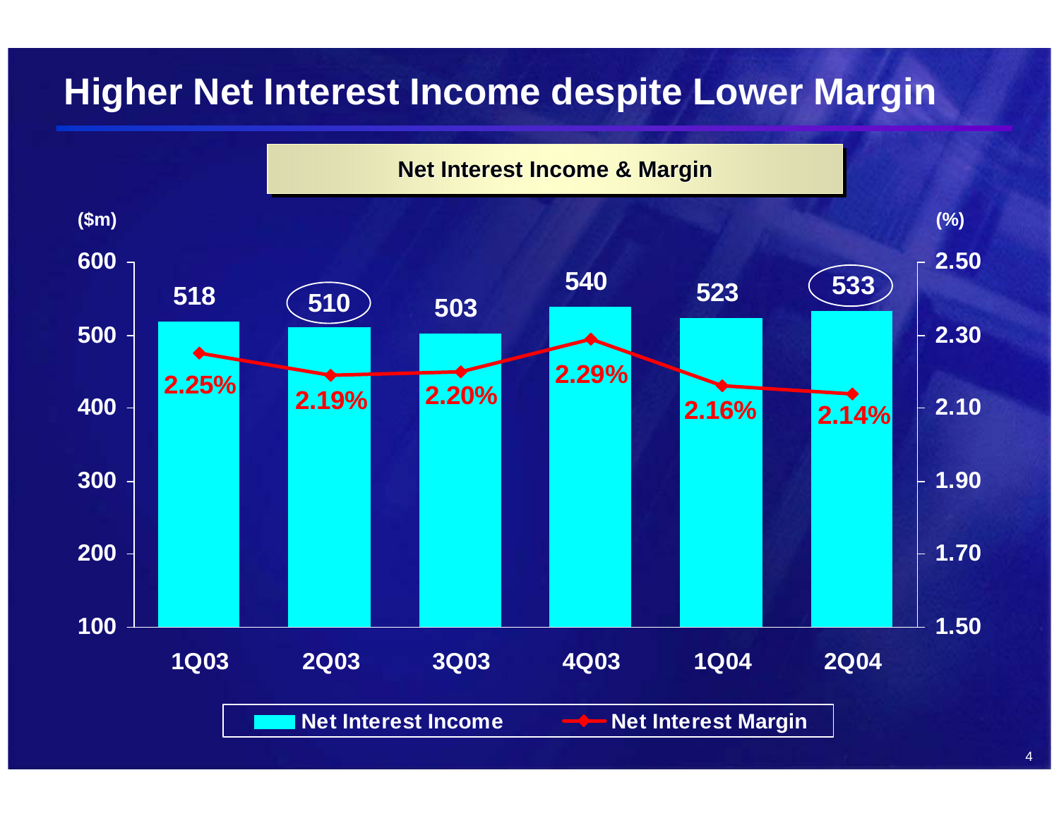# Higher Net Interest Income despite Lower Margin

**Net Interest Income & Margin**

| | 1Q03 | 2Q03 | 3Q03 | 4Q03 | 1Q04 | 2Q04 |
|---|---|---|---|---|---|---|
| Net Interest Income ($m) | 518 | 510 | 503 | 540 | 523 | 533 |
| Net Interest Margin (%) | 2.25% | 2.19% | 2.20% | 2.29% | 2.16% | 2.14% |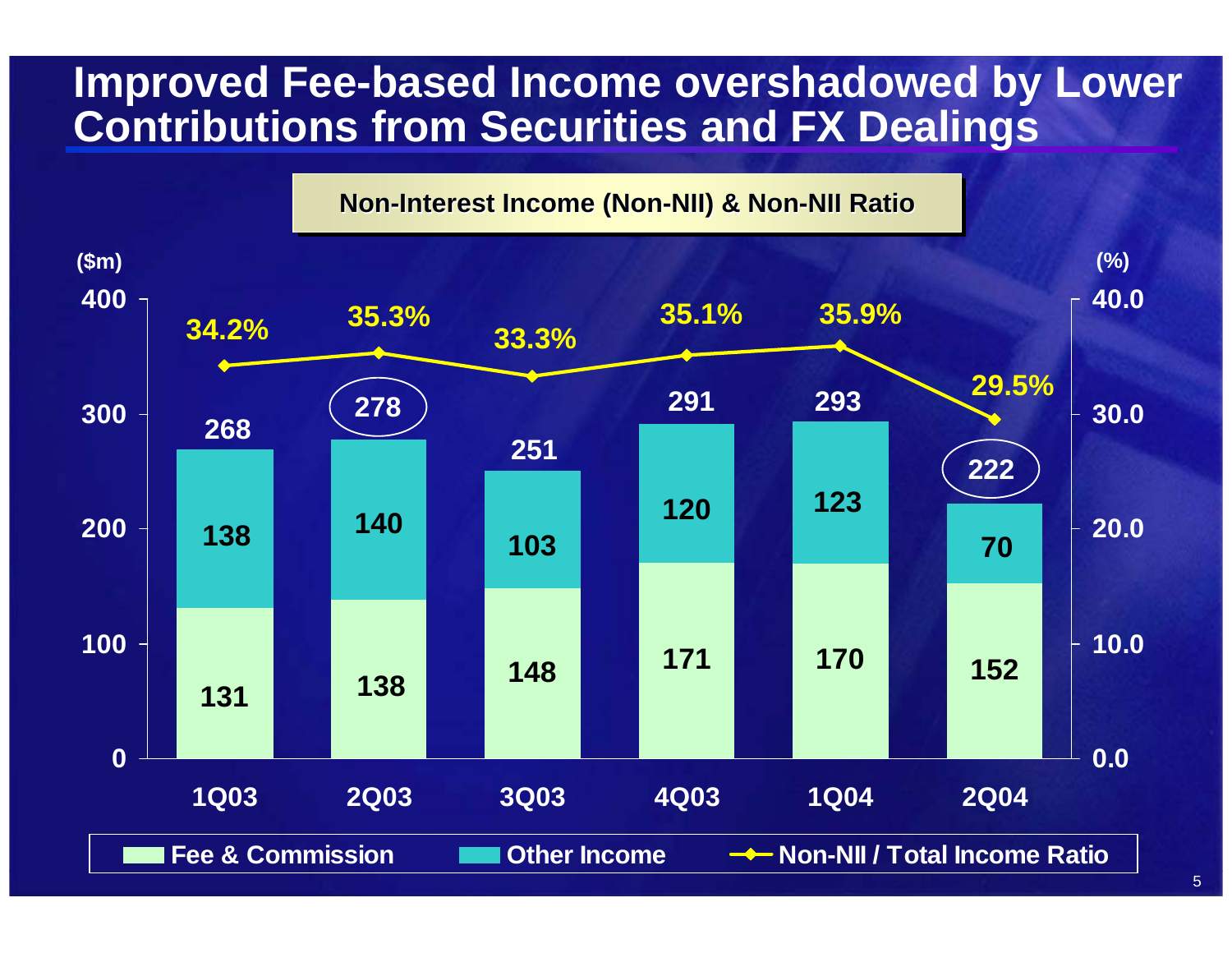# Improved Fee-based Income overshadowed by Lower Contributions from Securities and FX Dealings

**Non-Interest Income (Non-NII) & Non-NII Ratio**

| ($m) | 1Q03 | 2Q03 | 3Q03 | 4Q03 | 1Q04 | 2Q04 |
|---|---|---|---|---|---|---|
| Fee & Commission | 131 | 138 | 148 | 171 | 170 | 152 |
| Other Income | 138 | 140 | 103 | 120 | 123 | 70 |
| Total | 268 | 278 | 251 | 291 | 293 | 222 |
| Non-NII / Total Income Ratio (%) | 34.2% | 35.3% | 33.3% | 35.1% | 35.9% | 29.5% |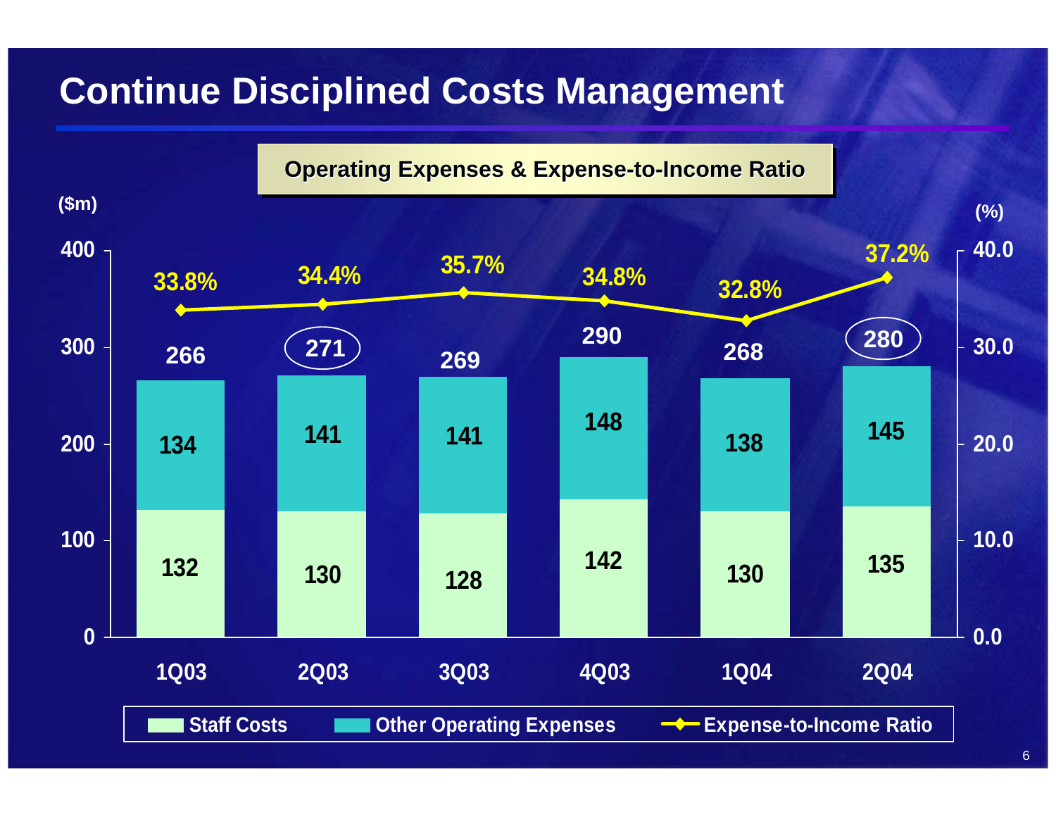# Continue Disciplined Costs Management

**Operating Expenses & Expense-to-Income Ratio**

| ($m) | 1Q03 | 2Q03 | 3Q03 | 4Q03 | 1Q04 | 2Q04 |
|---|---|---|---|---|---|---|
| Staff Costs | 132 | 130 | 128 | 142 | 130 | 135 |
| Other Operating Expenses | 134 | 141 | 141 | 148 | 138 | 145 |
| Total | 266 | 271 | 269 | 290 | 268 | 280 |
| Expense-to-Income Ratio (%) | 33.8% | 34.4% | 35.7% | 34.8% | 32.8% | 37.2% |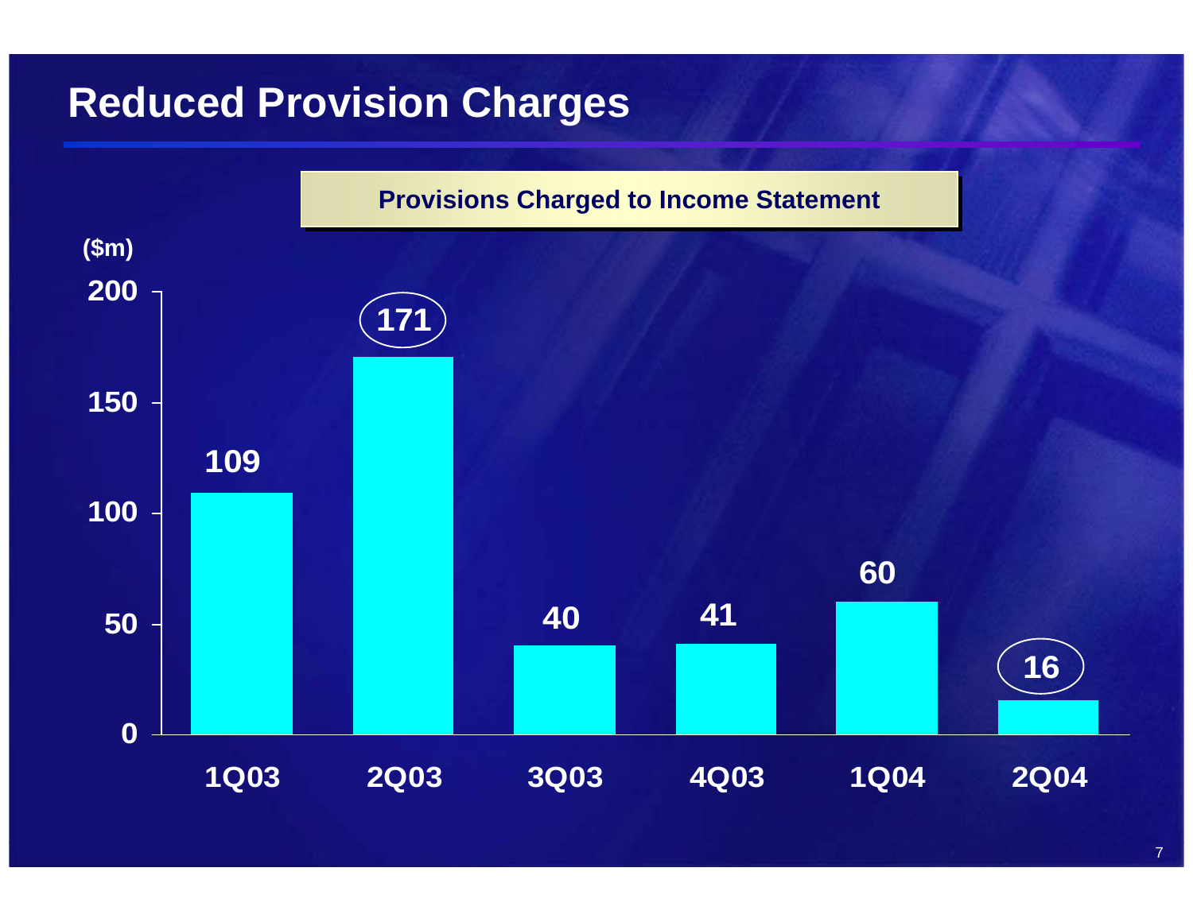# Reduced Provision Charges

**Provisions Charged to Income Statement**

($m)

| Quarter | Provisions ($m) |
|---|---|
| 1Q03 | 109 |
| 2Q03 | 171 |
| 3Q03 | 40 |
| 4Q03 | 41 |
| 1Q04 | 60 |
| 2Q04 | 16 |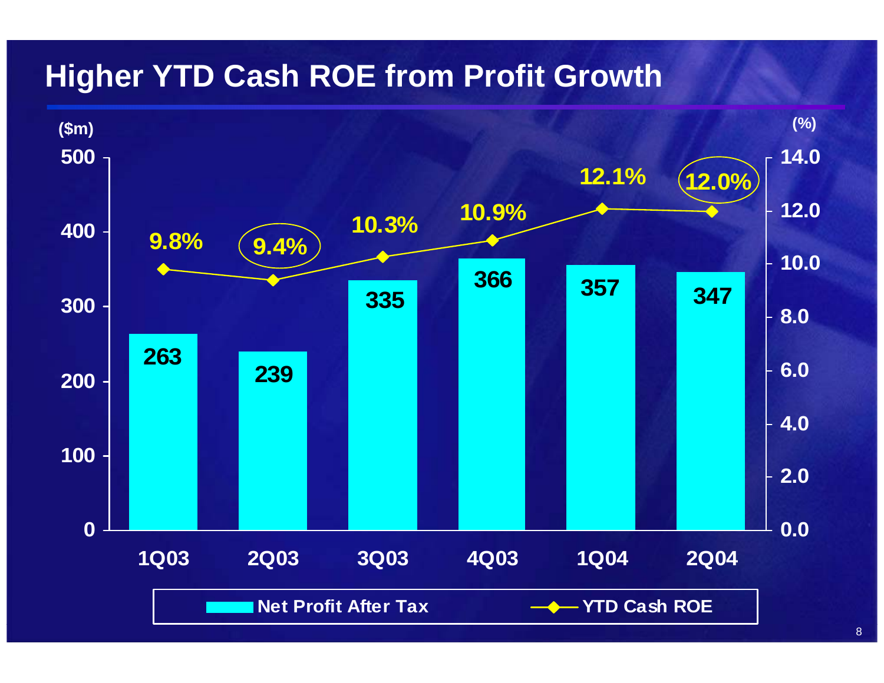# Higher YTD Cash ROE from Profit Growth

| | 1Q03 | 2Q03 | 3Q03 | 4Q03 | 1Q04 | 2Q04 |
|---|---|---|---|---|---|---|
| Net Profit After Tax ($m) | 263 | 239 | 335 | 366 | 357 | 347 |
| YTD Cash ROE (%) | 9.8% | 9.4% | 10.3% | 10.9% | 12.1% | 12.0% |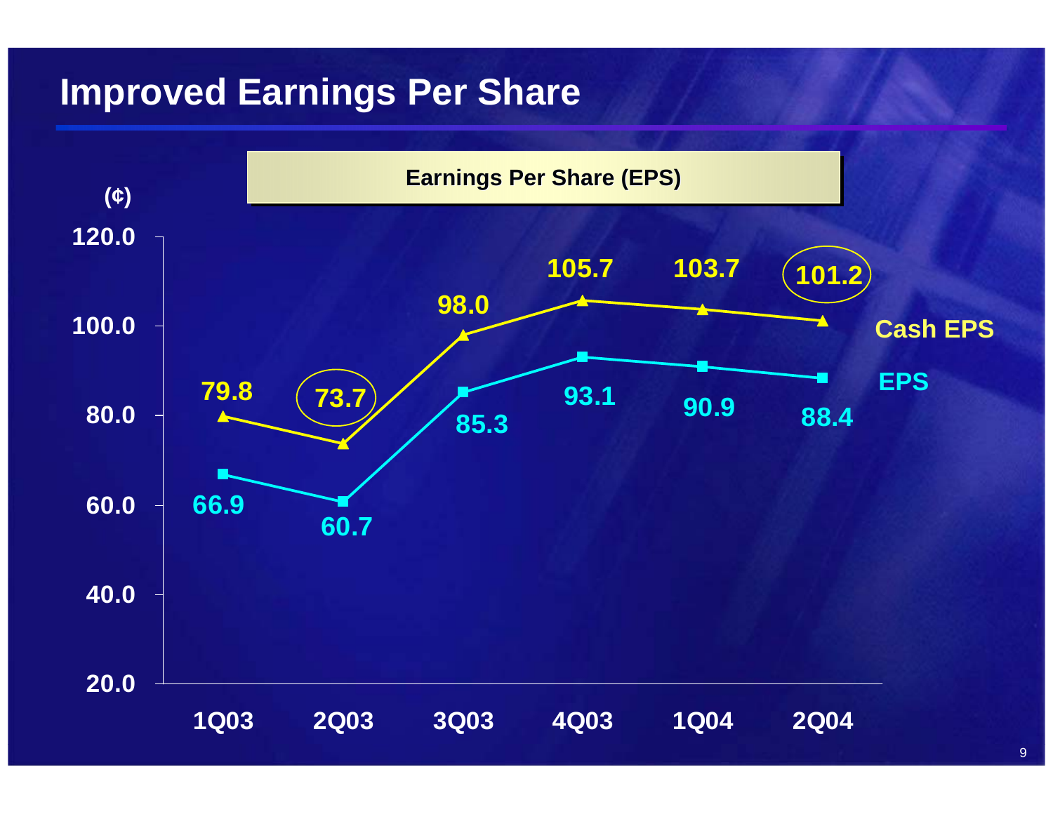# Improved Earnings Per Share

**Earnings Per Share (EPS)**

(¢)

| | 1Q03 | 2Q03 | 3Q03 | 4Q03 | 1Q04 | 2Q04 |
|---|---|---|---|---|---|---|
| Cash EPS | 79.8 | 73.7 | 98.0 | 105.7 | 103.7 | 101.2 |
| EPS | 66.9 | 60.7 | 85.3 | 93.1 | 90.9 | 88.4 |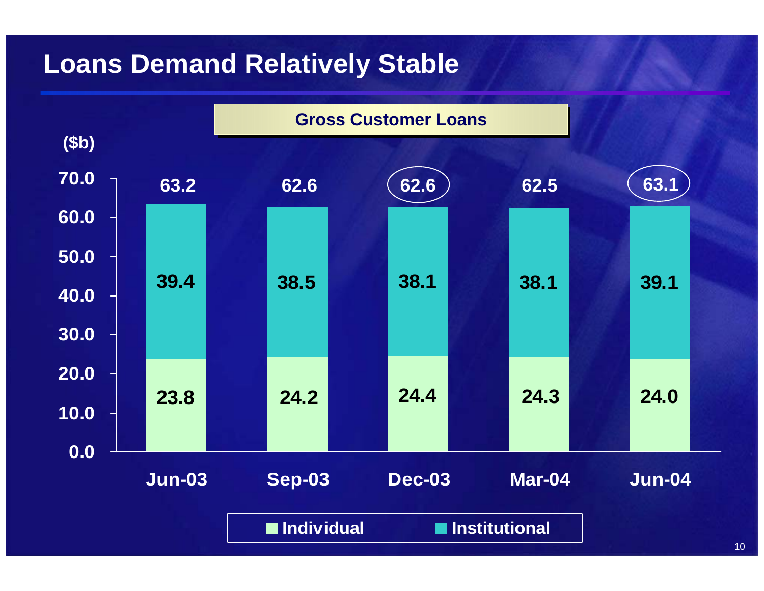# Loans Demand Relatively Stable

**Gross Customer Loans**

($b)

| | Jun-03 | Sep-03 | Dec-03 | Mar-04 | Jun-04 |
|---|---|---|---|---|---|
| Individual | 23.8 | 24.2 | 24.4 | 24.3 | 24.0 |
| Institutional | 39.4 | 38.5 | 38.1 | 38.1 | 39.1 |
| Total | 63.2 | 62.6 | 62.6 | 62.5 | 63.1 |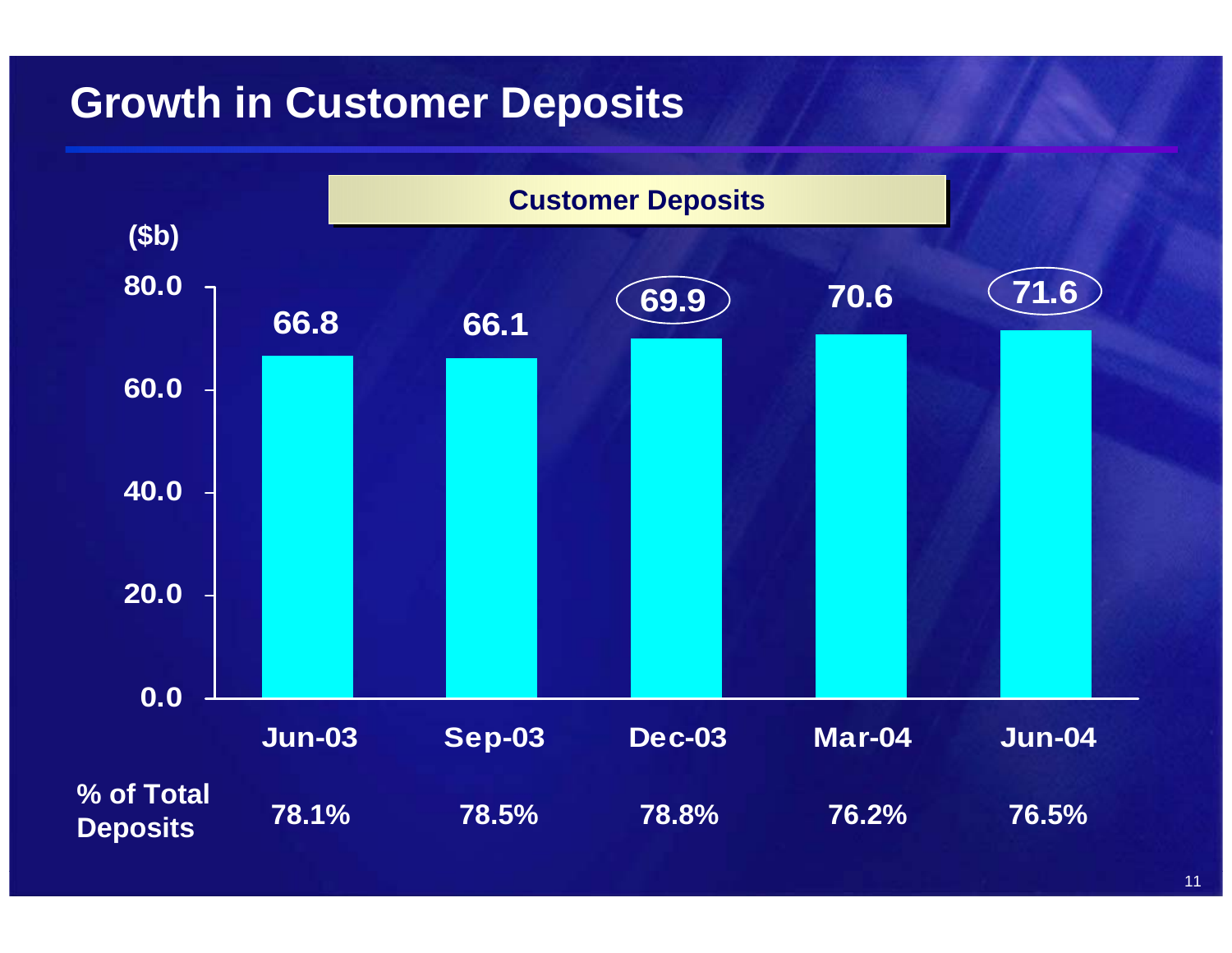# Growth in Customer Deposits

**Customer Deposits**

($b)

| | Jun-03 | Sep-03 | Dec-03 | Mar-04 | Jun-04 |
|---|---|---|---|---|---|
| Customer Deposits ($b) | 66.8 | 66.1 | 69.9 | 70.6 | 71.6 |
| % of Total Deposits | 78.1% | 78.5% | 78.8% | 76.2% | 76.5% |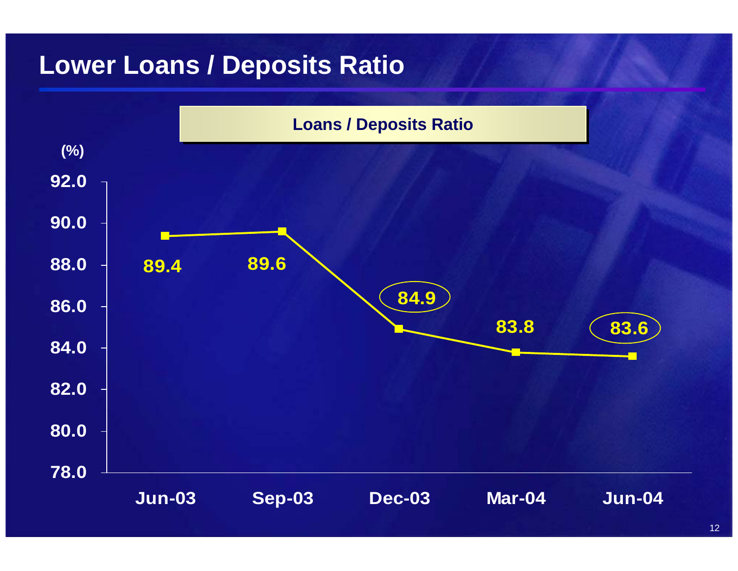# Lower Loans / Deposits Ratio

**Loans / Deposits Ratio**

(%)

| | Jun-03 | Sep-03 | Dec-03 | Mar-04 | Jun-04 |
|---|---|---|---|---|---|
| Loans / Deposits Ratio | 89.4 | 89.6 | 84.9 | 83.8 | 83.6 |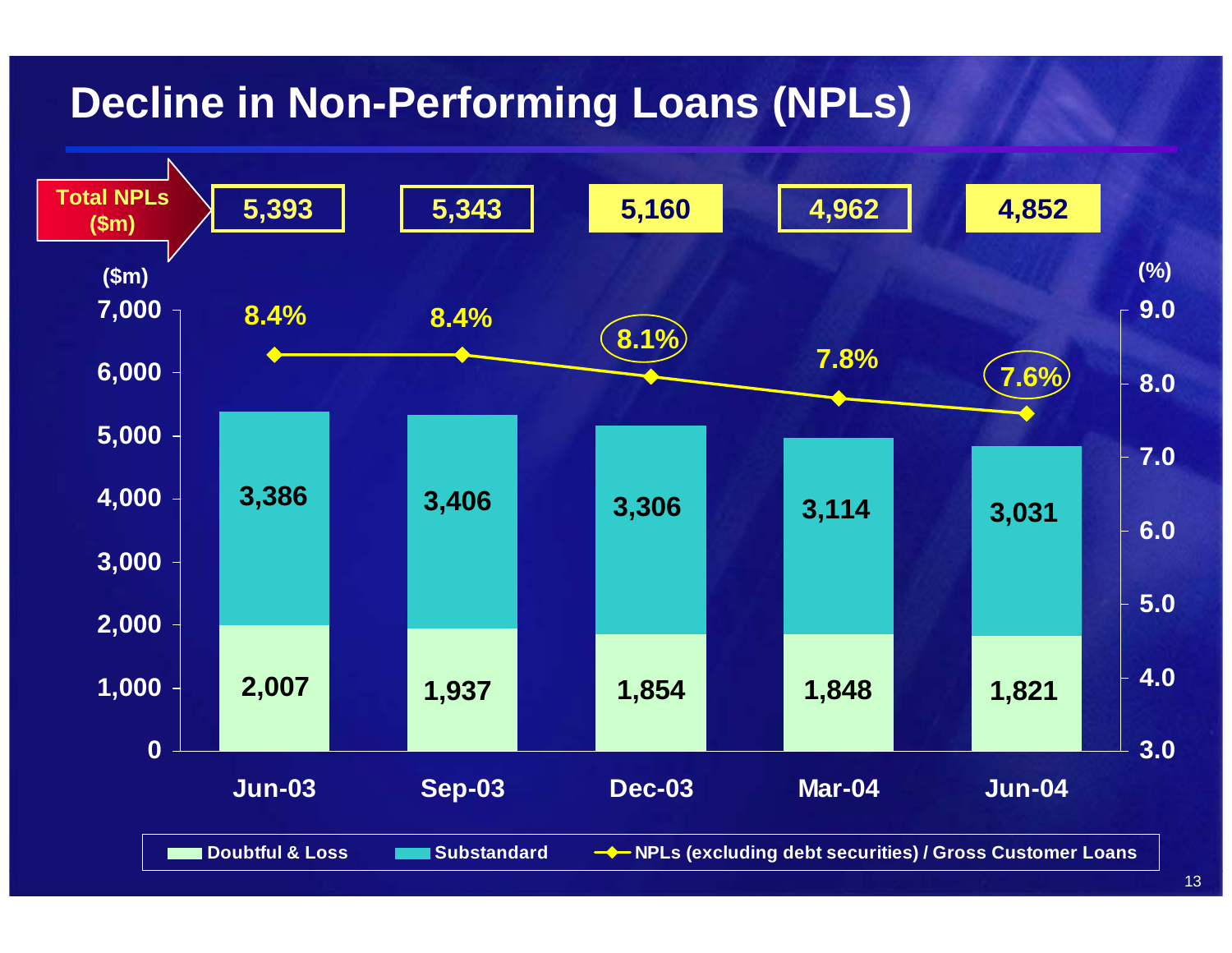# Decline in Non-Performing Loans (NPLs)

| | Jun-03 | Sep-03 | Dec-03 | Mar-04 | Jun-04 |
|---|---|---|---|---|---|
| Total NPLs ($m) | 5,393 | 5,343 | 5,160 | 4,962 | 4,852 |
| Substandard ($m) | 3,386 | 3,406 | 3,306 | 3,114 | 3,031 |
| Doubtful & Loss ($m) | 2,007 | 1,937 | 1,854 | 1,848 | 1,821 |
| NPLs (excluding debt securities) / Gross Customer Loans (%) | 8.4% | 8.4% | 8.1% | 7.8% | 7.6% |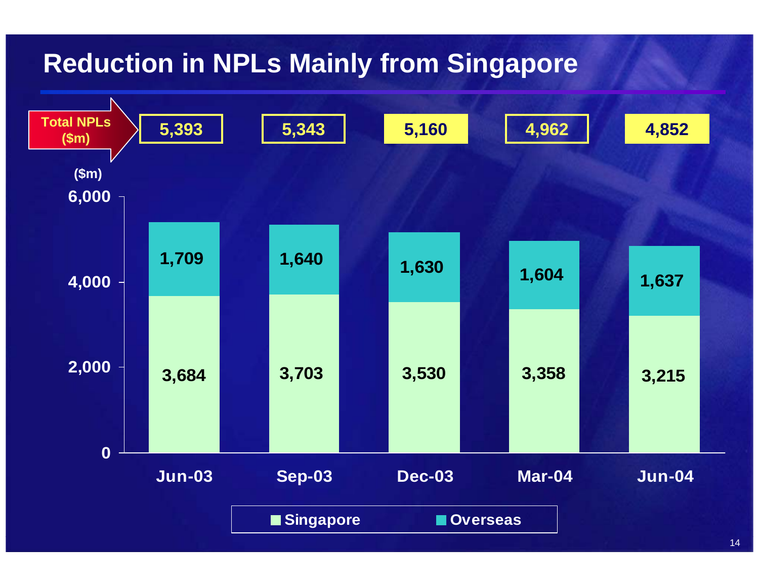# Reduction in NPLs Mainly from Singapore

($m)

| | Jun-03 | Sep-03 | Dec-03 | Mar-04 | Jun-04 |
|---|---|---|---|---|---|
| Singapore | 3,684 | 3,703 | 3,530 | 3,358 | 3,215 |
| Overseas | 1,709 | 1,640 | 1,630 | 1,604 | 1,637 |
| Total NPLs ($m) | 5,393 | 5,343 | 5,160 | 4,962 | 4,852 |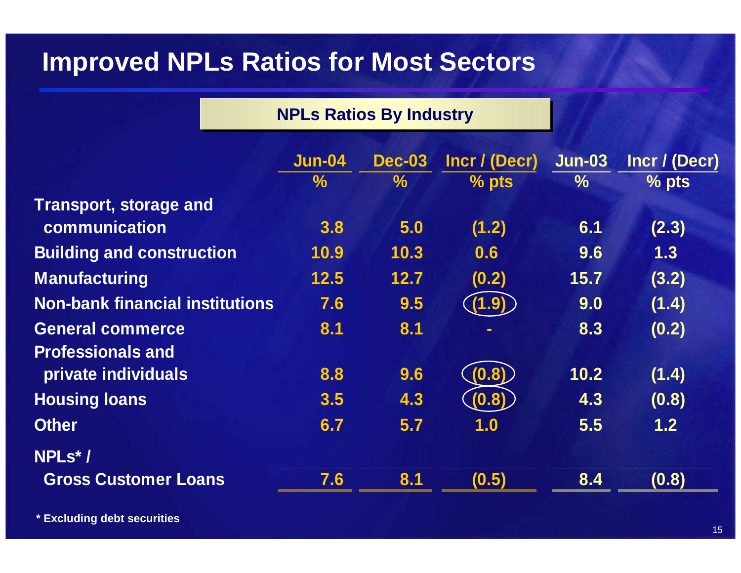# Improved NPLs Ratios for Most Sectors

## NPLs Ratios By Industry

| | Jun-04 % | Dec-03 % | Incr / (Decr) % pts | Jun-03 % | Incr / (Decr) % pts |
|---|---|---|---|---|---|
| Transport, storage and communication | 3.8 | 5.0 | (1.2) | 6.1 | (2.3) |
| Building and construction | 10.9 | 10.3 | 0.6 | 9.6 | 1.3 |
| Manufacturing | 12.5 | 12.7 | (0.2) | 15.7 | (3.2) |
| Non-bank financial institutions | 7.6 | 9.5 | (1.9) | 9.0 | (1.4) |
| General commerce | 8.1 | 8.1 | - | 8.3 | (0.2) |
| Professionals and private individuals | 8.8 | 9.6 | (0.8) | 10.2 | (1.4) |
| Housing loans | 3.5 | 4.3 | (0.8) | 4.3 | (0.8) |
| Other | 6.7 | 5.7 | 1.0 | 5.5 | 1.2 |
| NPLs* / Gross Customer Loans | 7.6 | 8.1 | (0.5) | 8.4 | (0.8) |

\* Excluding debt securities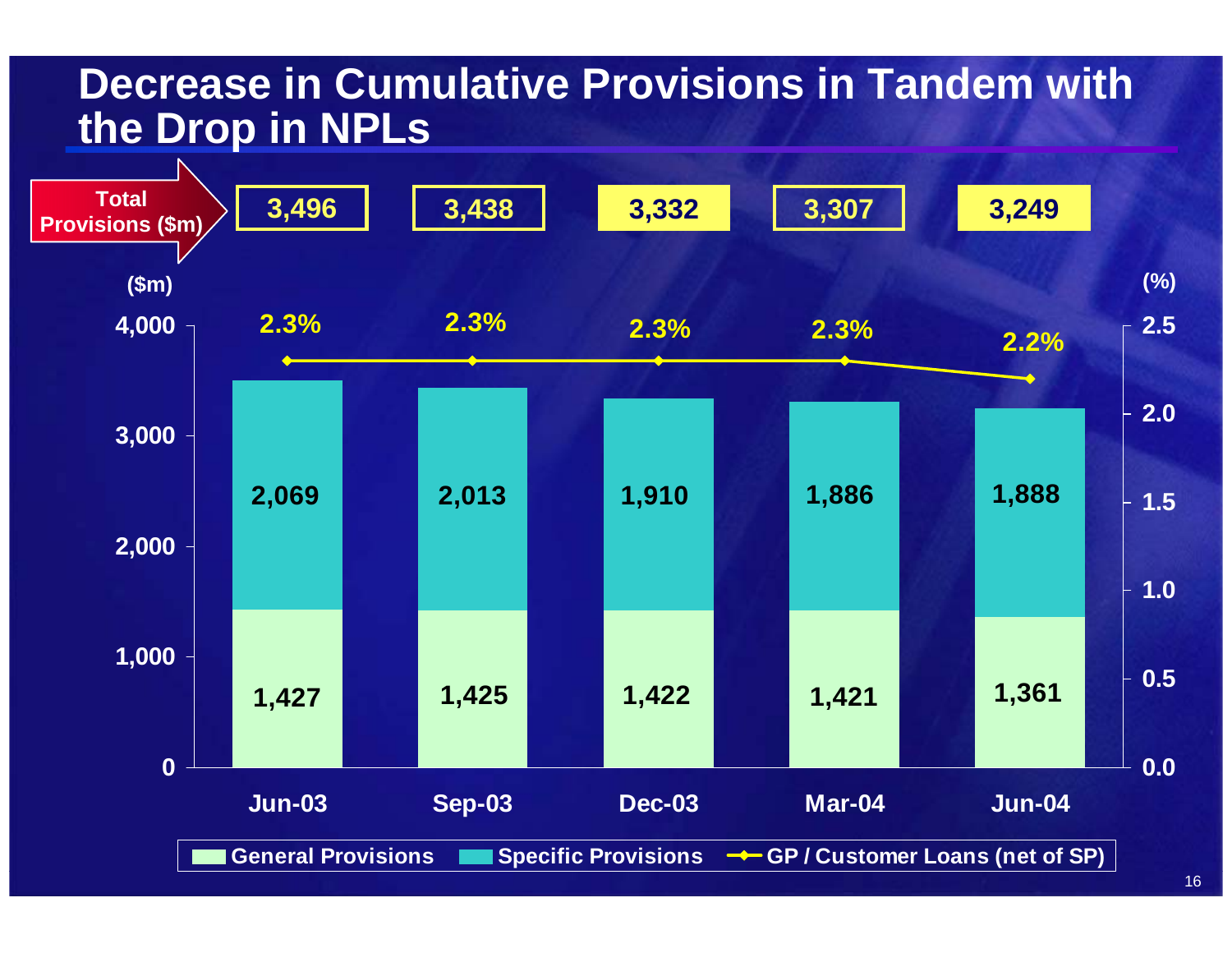# Decrease in Cumulative Provisions in Tandem with the Drop in NPLs

| | Jun-03 | Sep-03 | Dec-03 | Mar-04 | Jun-04 |
|---|---|---|---|---|---|
| Total Provisions ($m) | 3,496 | 3,438 | 3,332 | 3,307 | 3,249 |
| Specific Provisions ($m) | 2,069 | 2,013 | 1,910 | 1,886 | 1,888 |
| General Provisions ($m) | 1,427 | 1,425 | 1,422 | 1,421 | 1,361 |
| GP / Customer Loans (net of SP) (%) | 2.3% | 2.3% | 2.3% | 2.3% | 2.2% |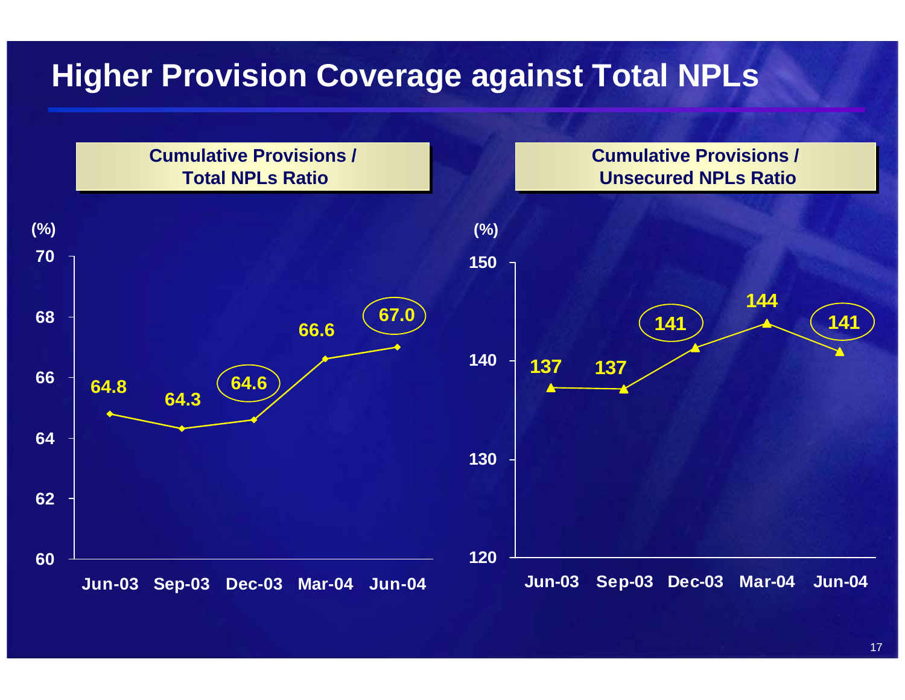# Higher Provision Coverage against Total NPLs

**Cumulative Provisions / Total NPLs Ratio**

(%)

| Jun-03 | Sep-03 | Dec-03 | Mar-04 | Jun-04 |
|---|---|---|---|---|
| 64.8 | 64.3 | 64.6 | 66.6 | 67.0 |

**Cumulative Provisions / Unsecured NPLs Ratio**

(%)

| Jun-03 | Sep-03 | Dec-03 | Mar-04 | Jun-04 |
|---|---|---|---|---|
| 137 | 137 | 141 | 144 | 141 |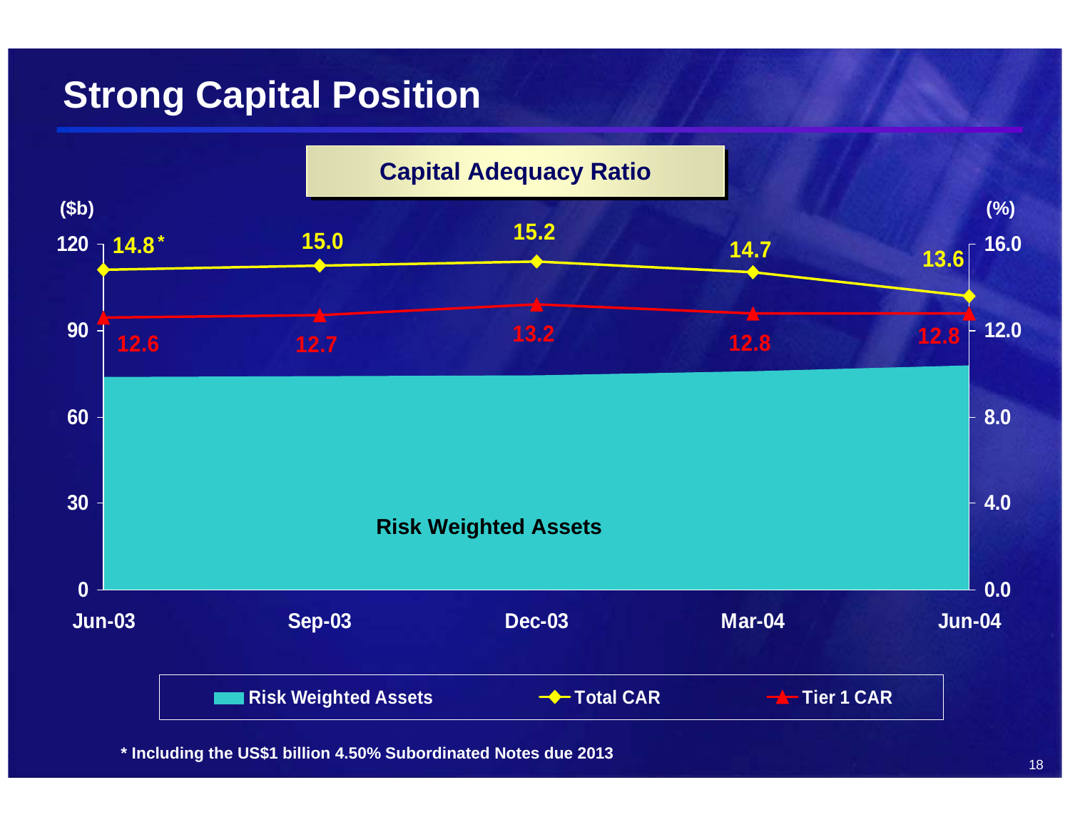# Strong Capital Position

**Capital Adequacy Ratio**

| | Jun-03 | Sep-03 | Dec-03 | Mar-04 | Jun-04 |
|---|---|---|---|---|---|
| Total CAR (%) | 14.8* | 15.0 | 15.2 | 14.7 | 13.6 |
| Tier 1 CAR (%) | 12.6 | 12.7 | 13.2 | 12.8 | 12.8 |

Risk Weighted Assets ($b)

Legend: Risk Weighted Assets, Total CAR, Tier 1 CAR

\* Including the US$1 billion 4.50% Subordinated Notes due 2013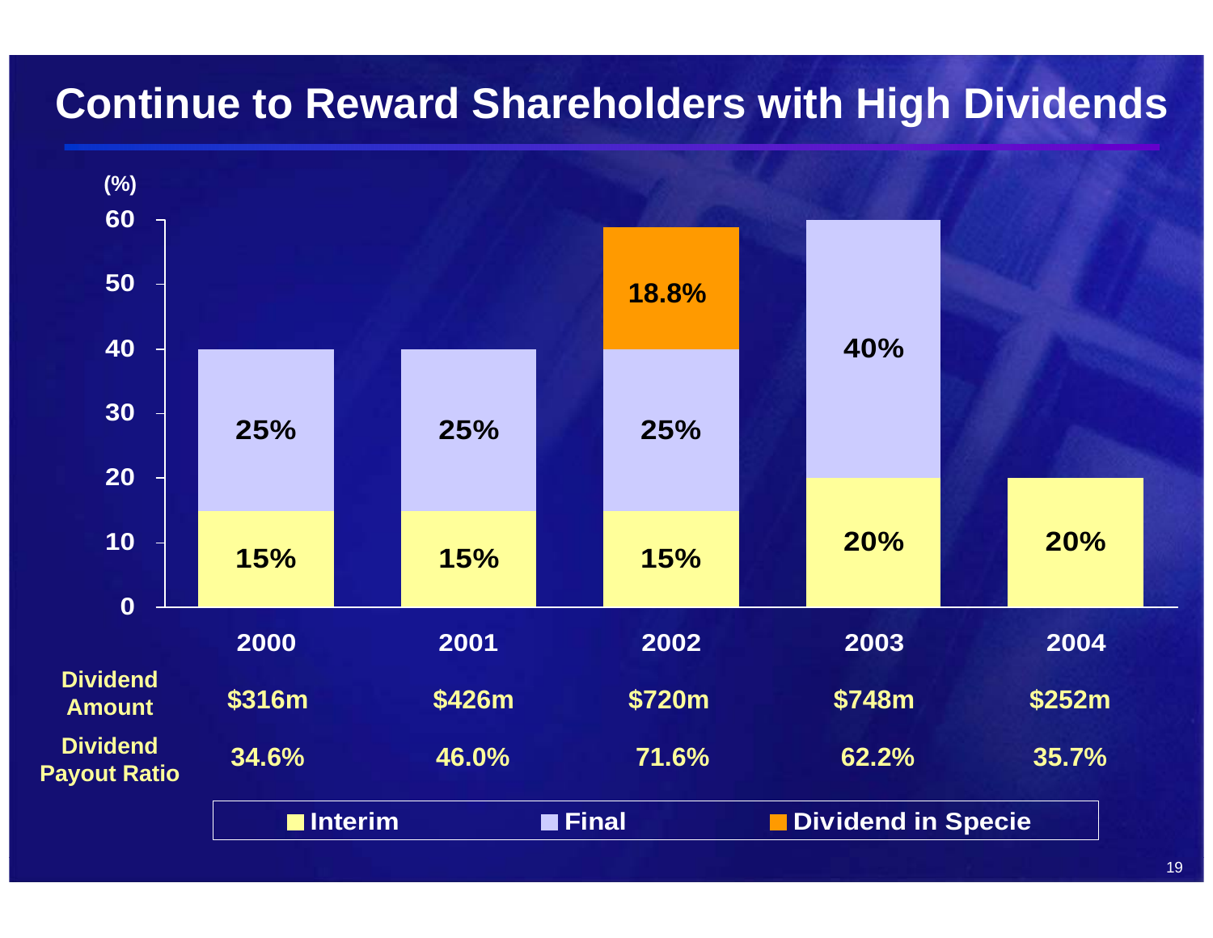# Continue to Reward Shareholders with High Dividends

(%)

| | 2000 | 2001 | 2002 | 2003 | 2004 |
|---|---|---|---|---|---|
| Interim | 15% | 15% | 15% | 20% | 20% |
| Final | 25% | 25% | 25% | 40% | |
| Dividend in Specie | | | 18.8% | | |
| Dividend Amount | $316m | $426m | $720m | $748m | $252m |
| Dividend Payout Ratio | 34.6% | 46.0% | 71.6% | 62.2% | 35.7% |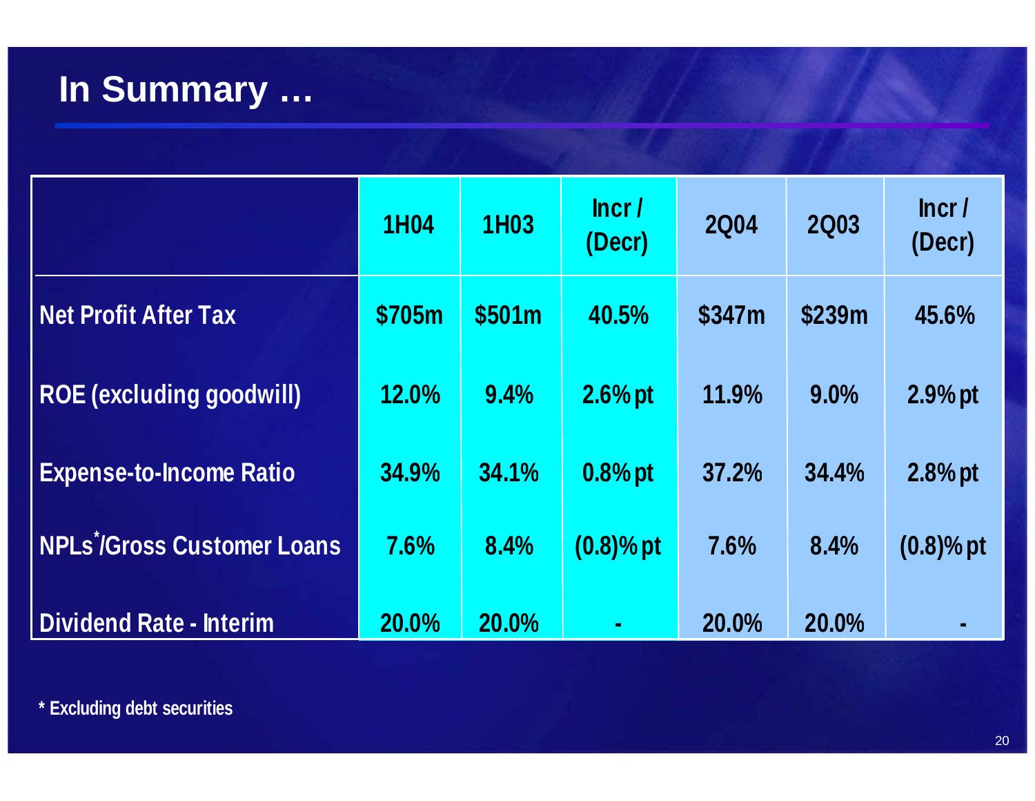# In Summary …

| | 1H04 | 1H03 | Incr / (Decr) | 2Q04 | 2Q03 | Incr / (Decr) |
|---|---|---|---|---|---|---|
| Net Profit After Tax | $705m | $501m | 40.5% | $347m | $239m | 45.6% |
| ROE (excluding goodwill) | 12.0% | 9.4% | 2.6% pt | 11.9% | 9.0% | 2.9% pt |
| Expense-to-Income Ratio | 34.9% | 34.1% | 0.8% pt | 37.2% | 34.4% | 2.8% pt |
| NPLs*/Gross Customer Loans | 7.6% | 8.4% | (0.8)% pt | 7.6% | 8.4% | (0.8)% pt |
| Dividend Rate - Interim | 20.0% | 20.0% | - | 20.0% | 20.0% | - |

* Excluding debt securities